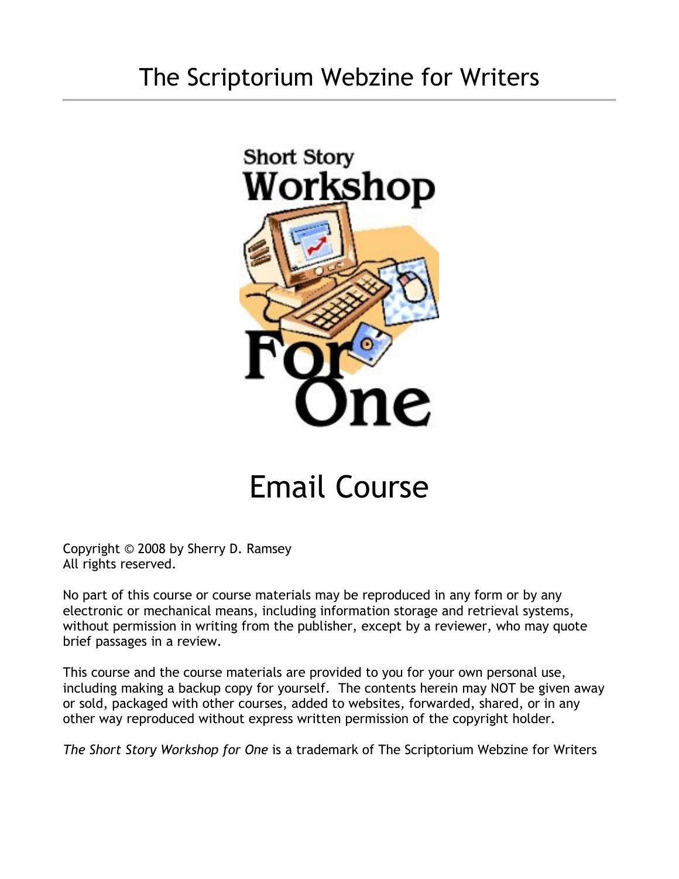# The Scriptorium Webzine for Writers

Short Story Workshop For One

# Email Course

Copyright © 2008 by Sherry D. Ramsey
All rights reserved.

No part of this course or course materials may be reproduced in any form or by any electronic or mechanical means, including information storage and retrieval systems, without permission in writing from the publisher, except by a reviewer, who may quote brief passages in a review.

This course and the course materials are provided to you for your own personal use, including making a backup copy for yourself. The contents herein may NOT be given away or sold, packaged with other courses, added to websites, forwarded, shared, or in any other way reproduced without express written permission of the copyright holder.

*The Short Story Workshop for One* is a trademark of The Scriptorium Webzine for Writers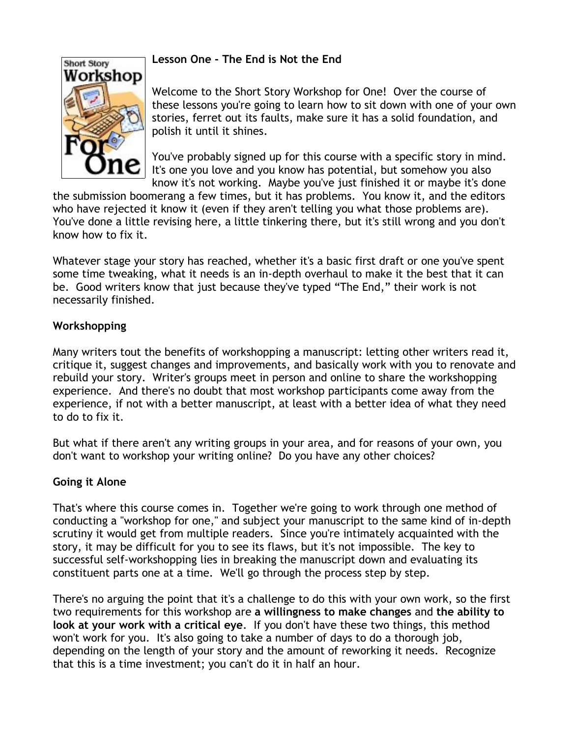## Lesson One - The End is Not the End

Welcome to the Short Story Workshop for One! Over the course of these lessons you're going to learn how to sit down with one of your own stories, ferret out its faults, make sure it has a solid foundation, and polish it until it shines.

You've probably signed up for this course with a specific story in mind. It's one you love and you know has potential, but somehow you also know it's not working. Maybe you've just finished it or maybe it's done the submission boomerang a few times, but it has problems. You know it, and the editors who have rejected it know it (even if they aren't telling you what those problems are). You've done a little revising here, a little tinkering there, but it's still wrong and you don't know how to fix it.

Whatever stage your story has reached, whether it's a basic first draft or one you've spent some time tweaking, what it needs is an in-depth overhaul to make it the best that it can be. Good writers know that just because they've typed "The End," their work is not necessarily finished.

### Workshopping

Many writers tout the benefits of workshopping a manuscript: letting other writers read it, critique it, suggest changes and improvements, and basically work with you to renovate and rebuild your story. Writer's groups meet in person and online to share the workshopping experience. And there's no doubt that most workshop participants come away from the experience, if not with a better manuscript, at least with a better idea of what they need to do to fix it.

But what if there aren't any writing groups in your area, and for reasons of your own, you don't want to workshop your writing online? Do you have any other choices?

### Going it Alone

That's where this course comes in. Together we're going to work through one method of conducting a "workshop for one," and subject your manuscript to the same kind of in-depth scrutiny it would get from multiple readers. Since you're intimately acquainted with the story, it may be difficult for you to see its flaws, but it's not impossible. The key to successful self-workshopping lies in breaking the manuscript down and evaluating its constituent parts one at a time. We'll go through the process step by step.

There's no arguing the point that it's a challenge to do this with your own work, so the first two requirements for this workshop are **a willingness to make changes** and **the ability to look at your work with a critical eye**. If you don't have these two things, this method won't work for you. It's also going to take a number of days to do a thorough job, depending on the length of your story and the amount of reworking it needs. Recognize that this is a time investment; you can't do it in half an hour.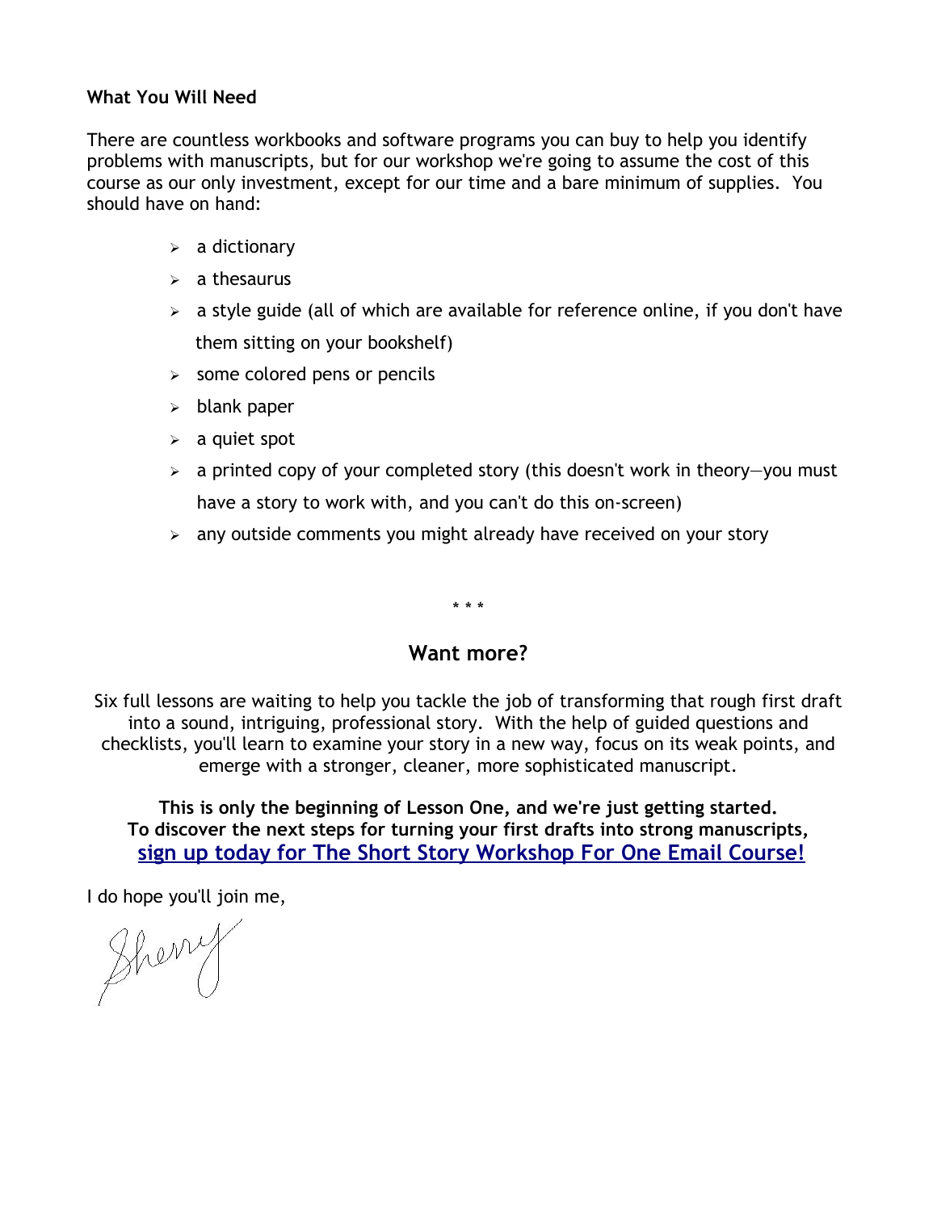**What You Will Need**

There are countless workbooks and software programs you can buy to help you identify problems with manuscripts, but for our workshop we're going to assume the cost of this course as our only investment, except for our time and a bare minimum of supplies. You should have on hand:

- a dictionary
- a thesaurus
- a style guide (all of which are available for reference online, if you don't have them sitting on your bookshelf)
- some colored pens or pencils
- blank paper
- a quiet spot
- a printed copy of your completed story (this doesn't work in theory—you must have a story to work with, and you can't do this on-screen)
- any outside comments you might already have received on your story

\* \* \*

## Want more?

Six full lessons are waiting to help you tackle the job of transforming that rough first draft into a sound, intriguing, professional story. With the help of guided questions and checklists, you'll learn to examine your story in a new way, focus on its weak points, and emerge with a stronger, cleaner, more sophisticated manuscript.

**This is only the beginning of Lesson One, and we're just getting started. To discover the next steps for turning your first drafts into strong manuscripts, sign up today for The Short Story Workshop For One Email Course!**

I do hope you'll join me,

Sherry